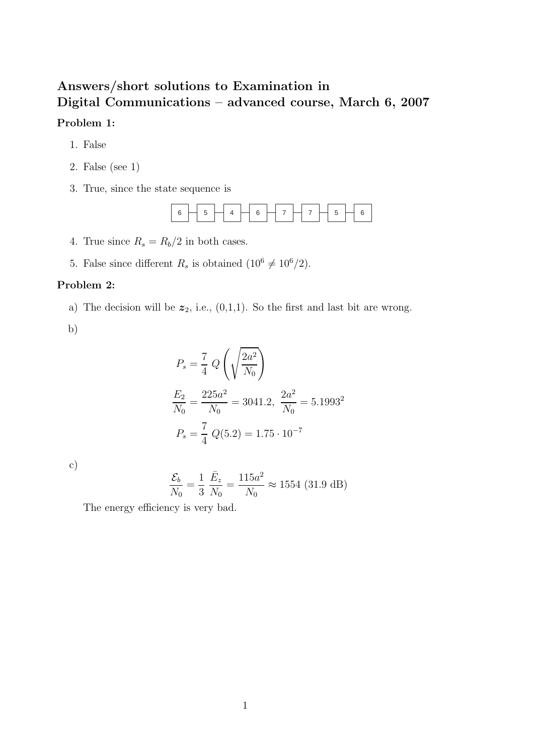# Answers/short solutions to Examination in Digital Communications – advanced course, March 6, 2007

**Problem 1:**

1. False
2. False (see 1)
3. True, since the state sequence is

   6 — 5 — 4 — 6 — 7 — 7 — 5 — 6

4. True since $R_s = R_b/2$ in both cases.
5. False since different $R_s$ is obtained ($10^6 \neq 10^6/2$).

**Problem 2:**

a) The decision will be $\boldsymbol{z}_2$, i.e., (0,1,1). So the first and last bit are wrong.

b)

$$P_s = \frac{7}{4}\, Q\left(\sqrt{\frac{2a^2}{N_0}}\right)$$

$$\frac{E_2}{N_0} = \frac{225a^2}{N_0} = 3041.2,\ \frac{2a^2}{N_0} = 5.1993^2$$

$$P_s = \frac{7}{4}\, Q(5.2) = 1.75 \cdot 10^{-7}$$

c)

$$\frac{\mathcal{E}_b}{N_0} = \frac{1}{3}\,\frac{\bar{E}_z}{N_0} = \frac{115a^2}{N_0} \approx 1554 \text{ (31.9 dB)}$$

The energy efficiency is very bad.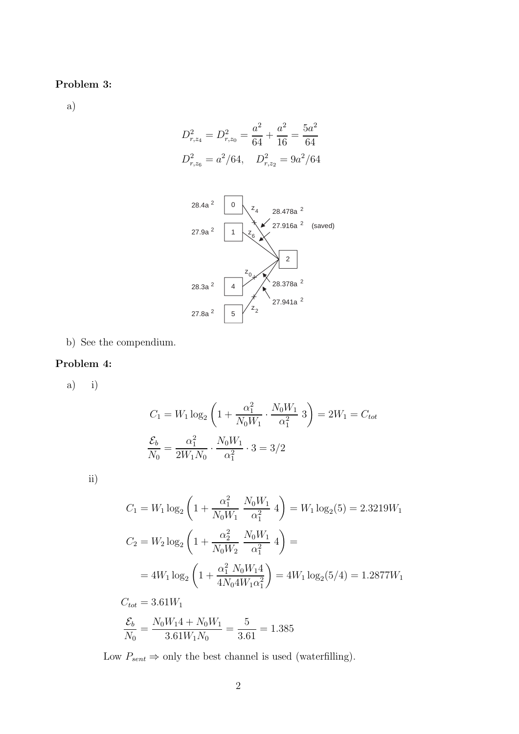**Problem 3:**

a)

$$D^2_{r,z_4} = D^2_{r,z_0} = \frac{a^2}{64} + \frac{a^2}{16} = \frac{5a^2}{64}$$

$$D^2_{r,z_6} = a^2/64, \quad D^2_{r,z_2} = 9a^2/64$$

28.4a $^2$ — 0 — $z_4$ — 28.478a $^2$

27.9a $^2$ — 1 — $z_6$ — 27.916a $^2$ (saved)

2

$z_0$ — 28.378a $^2$

28.3a $^2$ — 4

27.8a $^2$ — 5 — $z_2$ — 27.941a $^2$

b) See the compendium.

**Problem 4:**

a) i)

$$C_1 = W_1 \log_2\left(1 + \frac{\alpha_1^2}{N_0 W_1} \cdot \frac{N_0 W_1}{\alpha_1^2}\, 3\right) = 2W_1 = C_{tot}$$

$$\frac{\mathcal{E}_b}{N_0} = \frac{\alpha_1^2}{2W_1 N_0} \cdot \frac{N_0 W_1}{\alpha_1^2} \cdot 3 = 3/2$$

ii)

$$C_1 = W_1 \log_2\left(1 + \frac{\alpha_1^2}{N_0 W_1}\ \frac{N_0 W_1}{\alpha_1^2}\ 4\right) = W_1 \log_2(5) = 2.3219 W_1$$

$$C_2 = W_2 \log_2\left(1 + \frac{\alpha_2^2}{N_0 W_2}\ \frac{N_0 W_1}{\alpha_1^2}\ 4\right) =$$

$$= 4W_1 \log_2\left(1 + \frac{\alpha_1^2\ N_0 W_1 4}{4N_0 4W_1 \alpha_1^2}\right) = 4W_1 \log_2(5/4) = 1.2877 W_1$$

$$C_{tot} = 3.61 W_1$$

$$\frac{\mathcal{E}_b}{N_0} = \frac{N_0 W_1 4 + N_0 W_1}{3.61 W_1 N_0} = \frac{5}{3.61} = 1.385$$

Low $P_{sent} \Rightarrow$ only the best channel is used (waterfilling).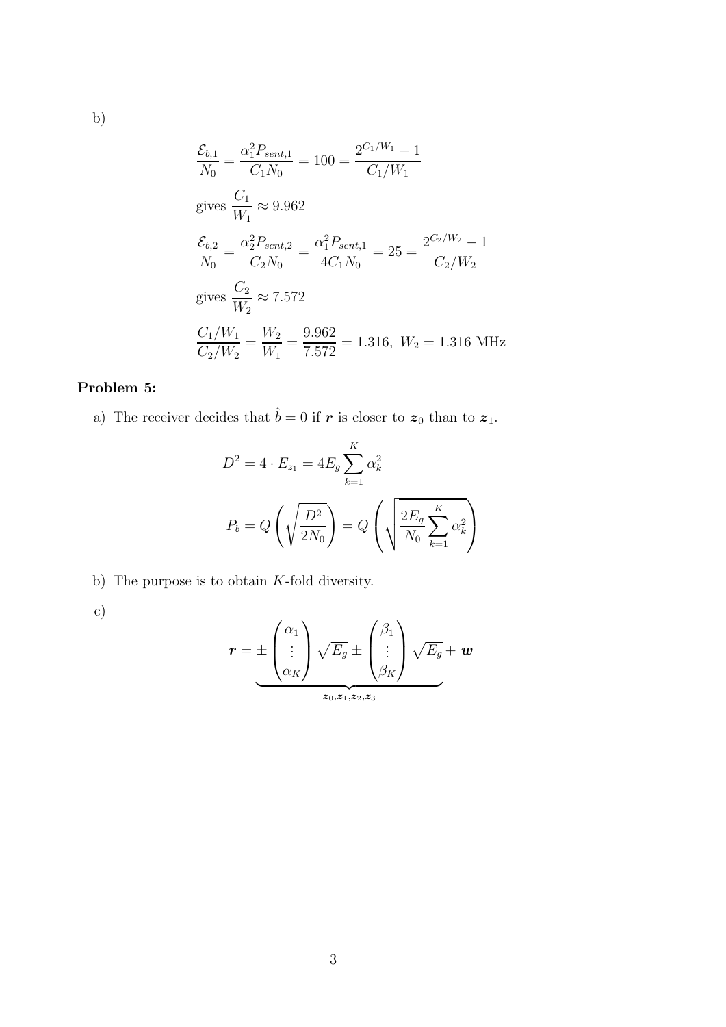b)

$$\frac{\mathcal{E}_{b,1}}{N_0} = \frac{\alpha_1^2 P_{sent,1}}{C_1 N_0} = 100 = \frac{2^{C_1/W_1} - 1}{C_1/W_1}$$

$$\text{gives } \frac{C_1}{W_1} \approx 9.962$$

$$\frac{\mathcal{E}_{b,2}}{N_0} = \frac{\alpha_2^2 P_{sent,2}}{C_2 N_0} = \frac{\alpha_1^2 P_{sent,1}}{4 C_1 N_0} = 25 = \frac{2^{C_2/W_2} - 1}{C_2/W_2}$$

$$\text{gives } \frac{C_2}{W_2} \approx 7.572$$

$$\frac{C_1/W_1}{C_2/W_2} = \frac{W_2}{W_1} = \frac{9.962}{7.572} = 1.316, \; W_2 = 1.316 \text{ MHz}$$

**Problem 5:**

a) The receiver decides that $\hat{b} = 0$ if $\boldsymbol{r}$ is closer to $\boldsymbol{z}_0$ than to $\boldsymbol{z}_1$.

$$D^2 = 4 \cdot E_{z_1} = 4E_g \sum_{k=1}^{K} \alpha_k^2$$

$$P_b = Q\left(\sqrt{\frac{D^2}{2N_0}}\right) = Q\left(\sqrt{\frac{2E_g}{N_0}\sum_{k=1}^{K} \alpha_k^2}\right)$$

b) The purpose is to obtain $K$-fold diversity.

c)

$$\boldsymbol{r} = \underbrace{\pm \begin{pmatrix} \alpha_1 \\ \vdots \\ \alpha_K \end{pmatrix} \sqrt{E_g} \pm \begin{pmatrix} \beta_1 \\ \vdots \\ \beta_K \end{pmatrix} \sqrt{E_g}}_{\boldsymbol{z}_0, \boldsymbol{z}_1, \boldsymbol{z}_2, \boldsymbol{z}_3} + \boldsymbol{w}$$